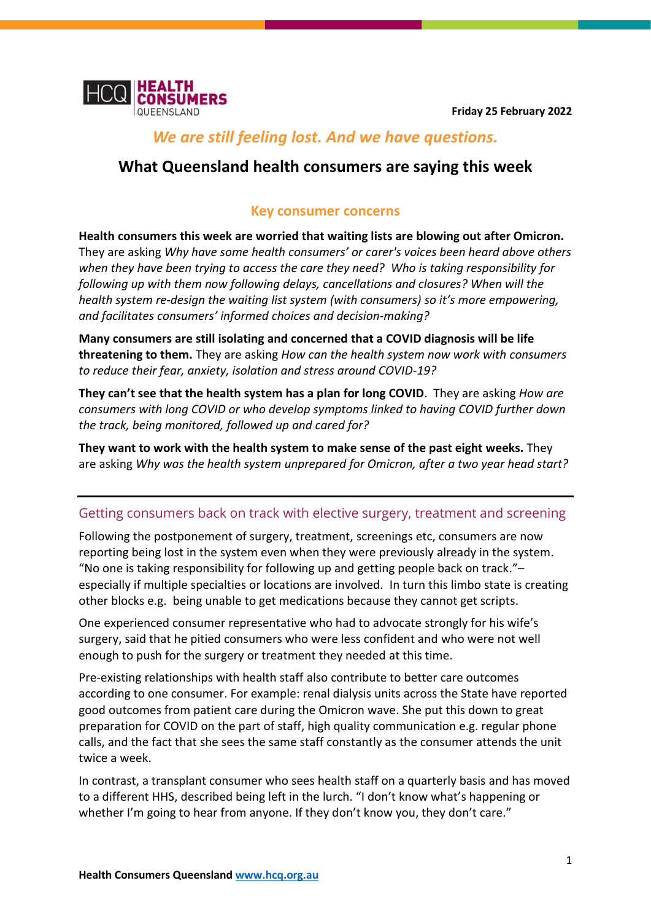HCQ | HEALTH CONSUMERS QUEENSLAND

**Friday 25 February 2022**

## *We are still feeling lost. And we have questions.*

# What Queensland health consumers are saying this week

### Key consumer concerns

**Health consumers this week are worried that waiting lists are blowing out after Omicron.** They are asking *Why have some health consumers' or carer's voices been heard above others when they have been trying to access the care they need? Who is taking responsibility for following up with them now following delays, cancellations and closures? When will the health system re-design the waiting list system (with consumers) so it's more empowering, and facilitates consumers' informed choices and decision-making?*

**Many consumers are still isolating and concerned that a COVID diagnosis will be life threatening to them.** They are asking *How can the health system now work with consumers to reduce their fear, anxiety, isolation and stress around COVID-19?*

**They can't see that the health system has a plan for long COVID**. They are asking *How are consumers with long COVID or who develop symptoms linked to having COVID further down the track, being monitored, followed up and cared for?*

**They want to work with the health system to make sense of the past eight weeks.** They are asking *Why was the health system unprepared for Omicron, after a two year head start?*

---

## Getting consumers back on track with elective surgery, treatment and screening

Following the postponement of surgery, treatment, screenings etc, consumers are now reporting being lost in the system even when they were previously already in the system. "No one is taking responsibility for following up and getting people back on track."– especially if multiple specialties or locations are involved. In turn this limbo state is creating other blocks e.g. being unable to get medications because they cannot get scripts.

One experienced consumer representative who had to advocate strongly for his wife's surgery, said that he pitied consumers who were less confident and who were not well enough to push for the surgery or treatment they needed at this time.

Pre-existing relationships with health staff also contribute to better care outcomes according to one consumer. For example: renal dialysis units across the State have reported good outcomes from patient care during the Omicron wave. She put this down to great preparation for COVID on the part of staff, high quality communication e.g. regular phone calls, and the fact that she sees the same staff constantly as the consumer attends the unit twice a week.

In contrast, a transplant consumer who sees health staff on a quarterly basis and has moved to a different HHS, described being left in the lurch. "I don't know what's happening or whether I'm going to hear from anyone. If they don't know you, they don't care."

**Health Consumers Queensland** www.hcq.org.au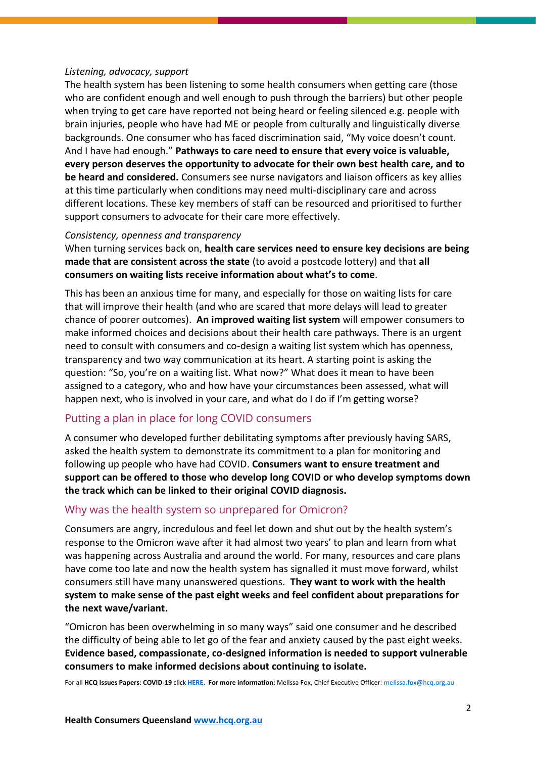*Listening, advocacy, support*

The health system has been listening to some health consumers when getting care (those who are confident enough and well enough to push through the barriers) but other people when trying to get care have reported not being heard or feeling silenced e.g. people with brain injuries, people who have had ME or people from culturally and linguistically diverse backgrounds. One consumer who has faced discrimination said, "My voice doesn't count. And I have had enough." **Pathways to care need to ensure that every voice is valuable, every person deserves the opportunity to advocate for their own best health care, and to be heard and considered.** Consumers see nurse navigators and liaison officers as key allies at this time particularly when conditions may need multi-disciplinary care and across different locations. These key members of staff can be resourced and prioritised to further support consumers to advocate for their care more effectively.

*Consistency, openness and transparency*

When turning services back on, **health care services need to ensure key decisions are being made that are consistent across the state** (to avoid a postcode lottery) and that **all consumers on waiting lists receive information about what's to come**.

This has been an anxious time for many, and especially for those on waiting lists for care that will improve their health (and who are scared that more delays will lead to greater chance of poorer outcomes). **An improved waiting list system** will empower consumers to make informed choices and decisions about their health care pathways. There is an urgent need to consult with consumers and co-design a waiting list system which has openness, transparency and two way communication at its heart. A starting point is asking the question: "So, you're on a waiting list. What now?" What does it mean to have been assigned to a category, who and how have your circumstances been assessed, what will happen next, who is involved in your care, and what do I do if I'm getting worse?

## Putting a plan in place for long COVID consumers

A consumer who developed further debilitating symptoms after previously having SARS, asked the health system to demonstrate its commitment to a plan for monitoring and following up people who have had COVID. **Consumers want to ensure treatment and support can be offered to those who develop long COVID or who develop symptoms down the track which can be linked to their original COVID diagnosis.**

## Why was the health system so unprepared for Omicron?

Consumers are angry, incredulous and feel let down and shut out by the health system's response to the Omicron wave after it had almost two years' to plan and learn from what was happening across Australia and around the world. For many, resources and care plans have come too late and now the health system has signalled it must move forward, whilst consumers still have many unanswered questions. **They want to work with the health system to make sense of the past eight weeks and feel confident about preparations for the next wave/variant.**

"Omicron has been overwhelming in so many ways" said one consumer and he described the difficulty of being able to let go of the fear and anxiety caused by the past eight weeks. **Evidence based, compassionate, co-designed information is needed to support vulnerable consumers to make informed decisions about continuing to isolate.**

For all **HCQ Issues Papers: COVID-19** click **HERE**. **For more information:** Melissa Fox, Chief Executive Officer: melissa.fox@hcq.org.au

**Health Consumers Queensland www.hcq.org.au**